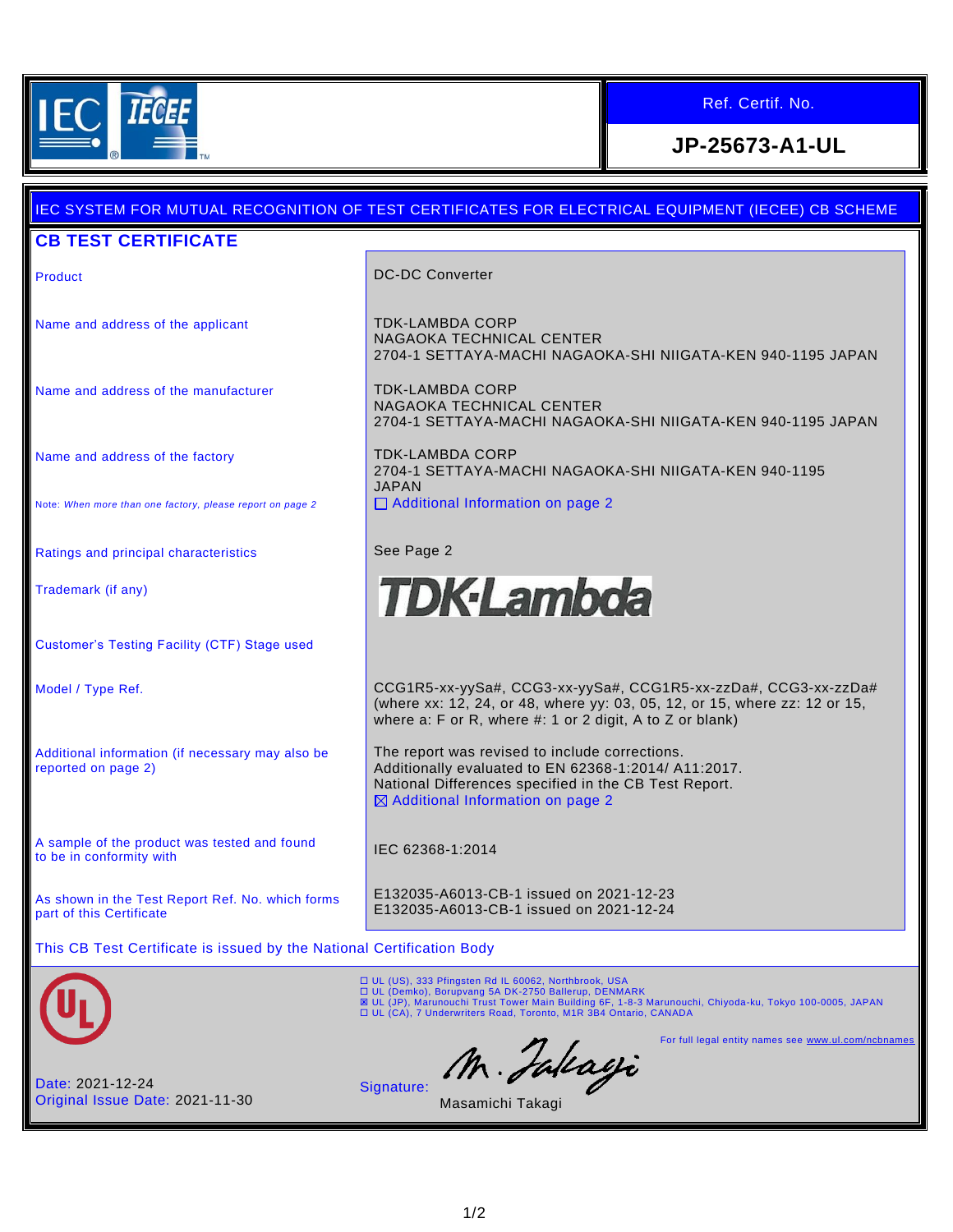IEC IECEE

**Ref. Certif. No.**

**JP-25673-A1-UL**

## IEC SYSTEM FOR MUTUAL RECOGNITION OF TEST CERTIFICATES FOR ELECTRICAL EQUIPMENT (IECEE) CB SCHEME

## CB TEST CERTIFICATE

| | |
|---|---|
| Product | DC-DC Converter |
| Name and address of the applicant | TDK-LAMBDA CORP<br>NAGAOKA TECHNICAL CENTER<br>2704-1 SETTAYA-MACHI NAGAOKA-SHI NIIGATA-KEN 940-1195 JAPAN |
| Name and address of the manufacturer | TDK-LAMBDA CORP<br>NAGAOKA TECHNICAL CENTER<br>2704-1 SETTAYA-MACHI NAGAOKA-SHI NIIGATA-KEN 940-1195 JAPAN |
| Name and address of the factory<br><br>Note: *When more than one factory, please report on page 2* | TDK-LAMBDA CORP<br>2704-1 SETTAYA-MACHI NAGAOKA-SHI NIIGATA-KEN 940-1195 JAPAN<br>☐ Additional Information on page 2 |
| Ratings and principal characteristics | See Page 2 |
| Trademark (if any) | TDK-Lambda |
| Customer's Testing Facility (CTF) Stage used | |
| Model / Type Ref. | CCG1R5-xx-yySa#, CCG3-xx-yySa#, CCG1R5-xx-zzDa#, CCG3-xx-zzDa#<br>(where xx: 12, 24, or 48, where yy: 03, 05, 12, or 15, where zz: 12 or 15, where a: F or R, where #: 1 or 2 digit, A to Z or blank) |
| Additional information (if necessary may also be reported on page 2) | The report was revised to include corrections.<br>Additionally evaluated to EN 62368-1:2014/ A11:2017.<br>National Differences specified in the CB Test Report.<br>☒ Additional Information on page 2 |
| A sample of the product was tested and found to be in conformity with | IEC 62368-1:2014 |
| As shown in the Test Report Ref. No. which forms part of this Certificate | E132035-A6013-CB-1 issued on 2021-12-23<br>E132035-A6013-CB-1 issued on 2021-12-24 |

This CB Test Certificate is issued by the National Certification Body

☐ UL (US), 333 Pfingsten Rd IL 60062, Northbrook, USA
☐ UL (Demko), Borupvang 5A DK-2750 Ballerup, DENMARK
☒ UL (JP), Marunouchi Trust Tower Main Building 6F, 1-8-3 Marunouchi, Chiyoda-ku, Tokyo 100-0005, JAPAN
☐ UL (CA), 7 Underwriters Road, Toronto, M1R 3B4 Ontario, CANADA

For full legal entity names see www.ul.com/ncbnames

Date: 2021-12-24
Original Issue Date: 2021-11-30

Signature: M. Takagi

Masamichi Takagi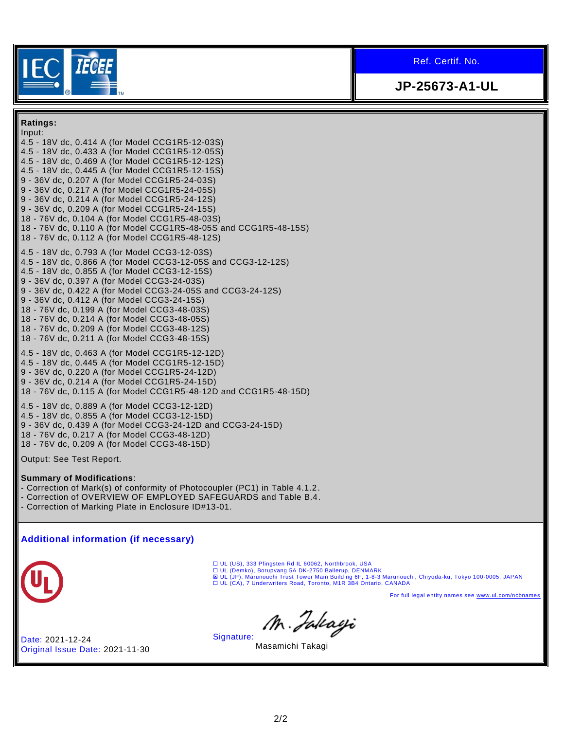IEC IECEE

Ref. Certif. No.

**JP-25673-A1-UL**

**Ratings:**

Input:

4.5 - 18V dc, 0.414 A (for Model CCG1R5-12-03S)
4.5 - 18V dc, 0.433 A (for Model CCG1R5-12-05S)
4.5 - 18V dc, 0.469 A (for Model CCG1R5-12-12S)
4.5 - 18V dc, 0.445 A (for Model CCG1R5-12-15S)
9 - 36V dc, 0.207 A (for Model CCG1R5-24-03S)
9 - 36V dc, 0.217 A (for Model CCG1R5-24-05S)
9 - 36V dc, 0.214 A (for Model CCG1R5-24-12S)
9 - 36V dc, 0.209 A (for Model CCG1R5-24-15S)
18 - 76V dc, 0.104 A (for Model CCG1R5-48-03S)
18 - 76V dc, 0.110 A (for Model CCG1R5-48-05S and CCG1R5-48-15S)
18 - 76V dc, 0.112 A (for Model CCG1R5-48-12S)

4.5 - 18V dc, 0.793 A (for Model CCG3-12-03S)
4.5 - 18V dc, 0.866 A (for Model CCG3-12-05S and CCG3-12-12S)
4.5 - 18V dc, 0.855 A (for Model CCG3-12-15S)
9 - 36V dc, 0.397 A (for Model CCG3-24-03S)
9 - 36V dc, 0.422 A (for Model CCG3-24-05S and CCG3-24-12S)
9 - 36V dc, 0.412 A (for Model CCG3-24-15S)
18 - 76V dc, 0.199 A (for Model CCG3-48-03S)
18 - 76V dc, 0.214 A (for Model CCG3-48-05S)
18 - 76V dc, 0.209 A (for Model CCG3-48-12S)
18 - 76V dc, 0.211 A (for Model CCG3-48-15S)

4.5 - 18V dc, 0.463 A (for Model CCG1R5-12-12D)
4.5 - 18V dc, 0.445 A (for Model CCG1R5-12-15D)
9 - 36V dc, 0.220 A (for Model CCG1R5-24-12D)
9 - 36V dc, 0.214 A (for Model CCG1R5-24-15D)
18 - 76V dc, 0.115 A (for Model CCG1R5-48-12D and CCG1R5-48-15D)

4.5 - 18V dc, 0.889 A (for Model CCG3-12-12D)
4.5 - 18V dc, 0.855 A (for Model CCG3-12-15D)
9 - 36V dc, 0.439 A (for Model CCG3-24-12D and CCG3-24-15D)
18 - 76V dc, 0.217 A (for Model CCG3-48-12D)
18 - 76V dc, 0.209 A (for Model CCG3-48-15D)

Output: See Test Report.

**Summary of Modifications**:

- Correction of Mark(s) of conformity of Photocoupler (PC1) in Table 4.1.2.
- Correction of OVERVIEW OF EMPLOYED SAFEGUARDS and Table B.4.
- Correction of Marking Plate in Enclosure ID#13-01.

**Additional information (if necessary)**

☐ UL (US), 333 Pfingsten Rd IL 60062, Northbrook, USA
☐ UL (Demko), Borupvang 5A DK-2750 Ballerup, DENMARK
☒ UL (JP), Marunouchi Trust Tower Main Building 6F, 1-8-3 Marunouchi, Chiyoda-ku, Tokyo 100-0005, JAPAN
☐ UL (CA), 7 Underwriters Road, Toronto, M1R 3B4 Ontario, CANADA

For full legal entity names see www.ul.com/ncbnames

Date: 2021-12-24
Original Issue Date: 2021-11-30

Signature: M. Takagi
Masamichi Takagi